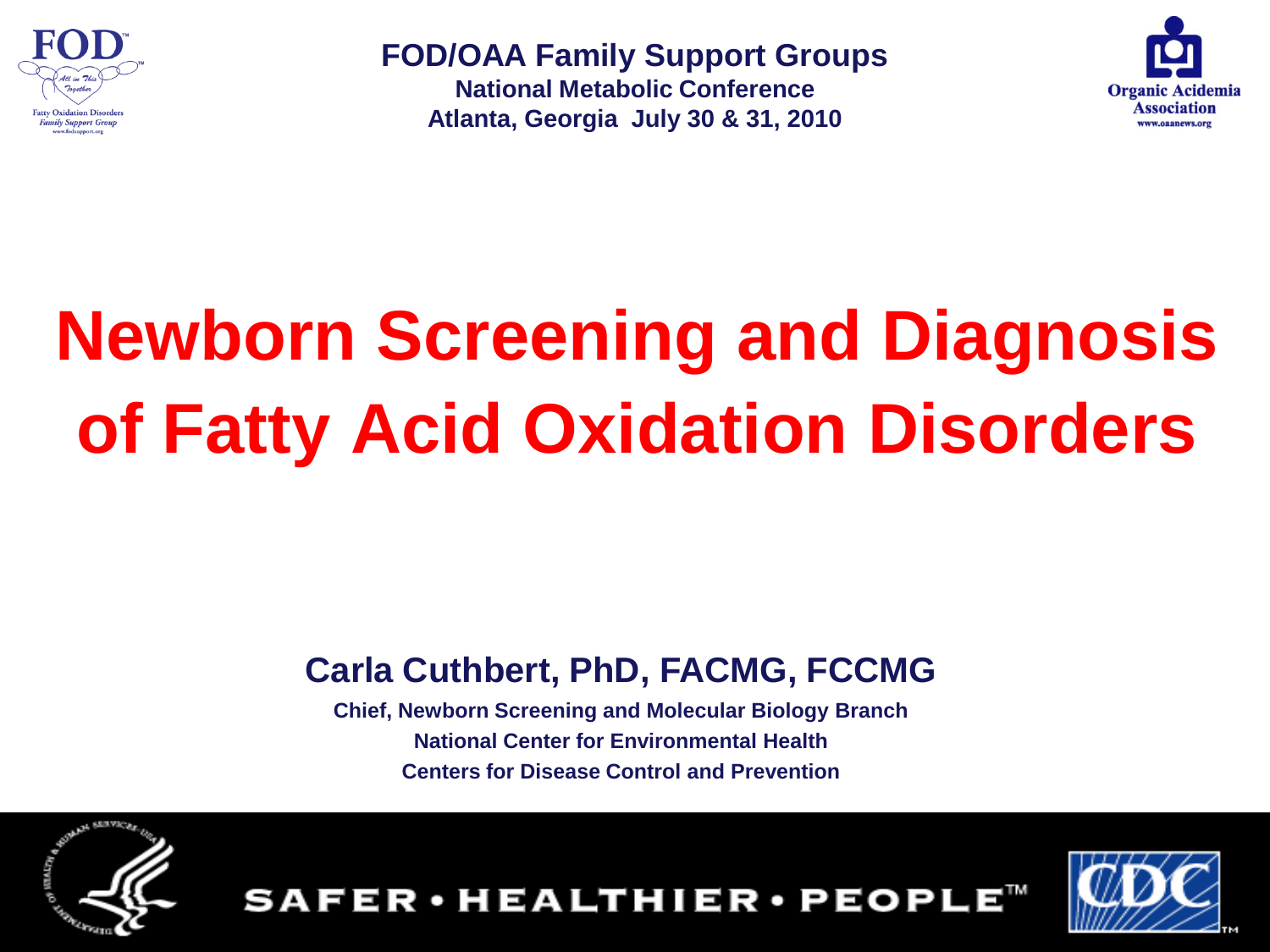**FOD/OAA Family Support Groups**

**National Metabolic Conference**

**Atlanta, Georgia July 30 & 31, 2010**

# Newborn Screening and Diagnosis of Fatty Acid Oxidation Disorders

**Carla Cuthbert, PhD, FACMG, FCCMG**

**Chief, Newborn Screening and Molecular Biology Branch**

**National Center for Environmental Health**

**Centers for Disease Control and Prevention**

SAFER • HEALTHIER • PEOPLE™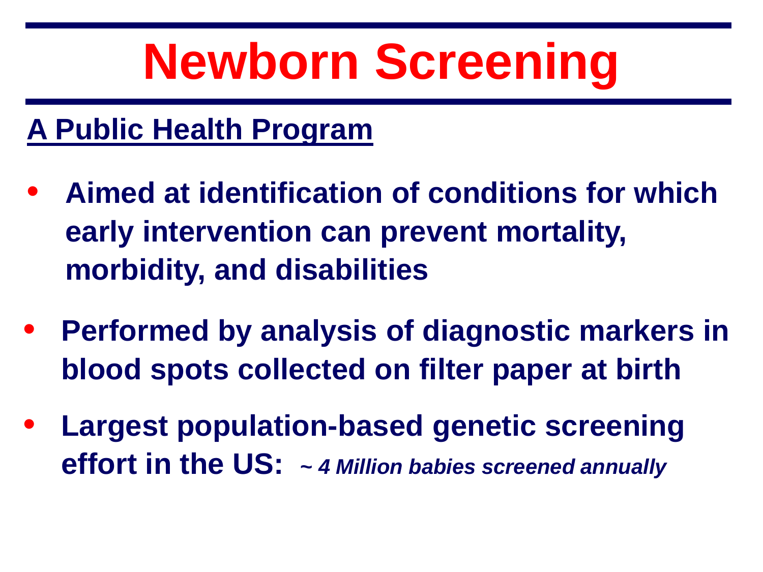# Newborn Screening

**A Public Health Program**

- **Aimed at identification of conditions for which early intervention can prevent mortality, morbidity, and disabilities**
- **Performed by analysis of diagnostic markers in blood spots collected on filter paper at birth**
- **Largest population-based genetic screening effort in the US:** ***~ 4 Million babies screened annually***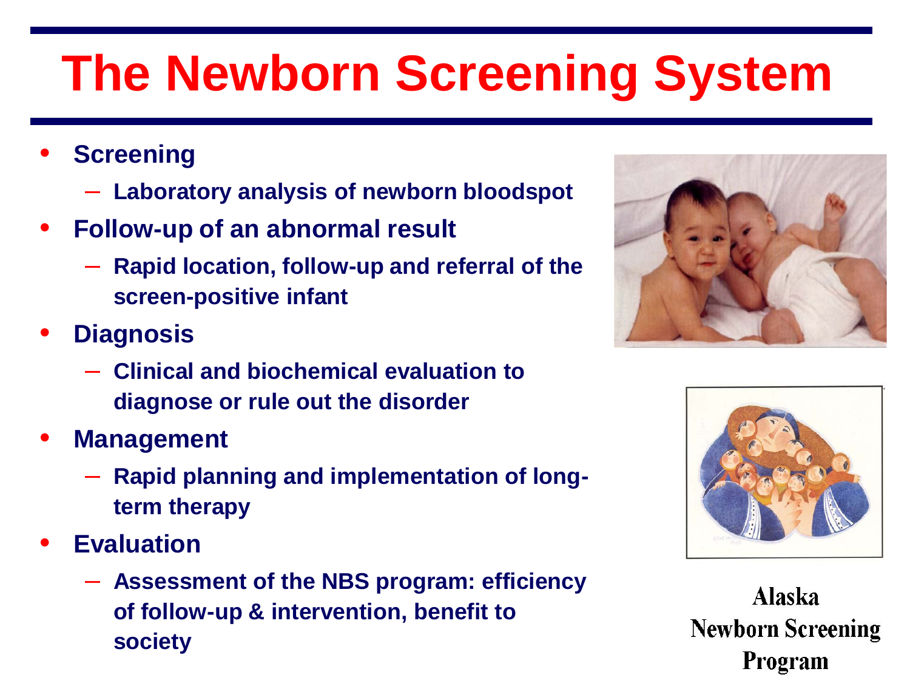# The Newborn Screening System

- **Screening**
  - **Laboratory analysis of newborn bloodspot**
- **Follow-up of an abnormal result**
  - **Rapid location, follow-up and referral of the screen-positive infant**
- **Diagnosis**
  - **Clinical and biochemical evaluation to diagnose or rule out the disorder**
- **Management**
  - **Rapid planning and implementation of long-term therapy**
- **Evaluation**
  - **Assessment of the NBS program: efficiency of follow-up & intervention, benefit to society**

Alaska Newborn Screening Program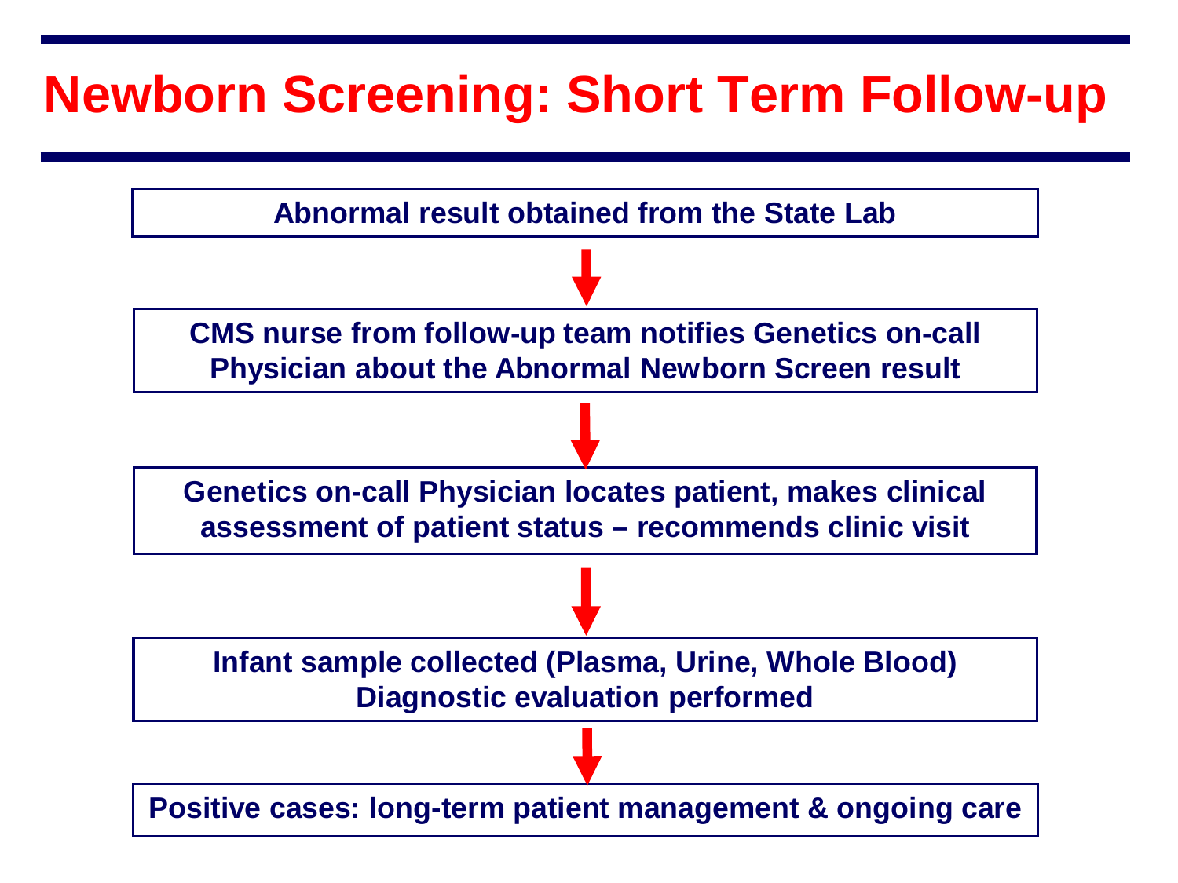# Newborn Screening: Short Term Follow-up

**Abnormal result obtained from the State Lab**

↓

**CMS nurse from follow-up team notifies Genetics on-call Physician about the Abnormal Newborn Screen result**

↓

**Genetics on-call Physician locates patient, makes clinical assessment of patient status – recommends clinic visit**

↓

**Infant sample collected (Plasma, Urine, Whole Blood) Diagnostic evaluation performed**

↓

**Positive cases: long-term patient management & ongoing care**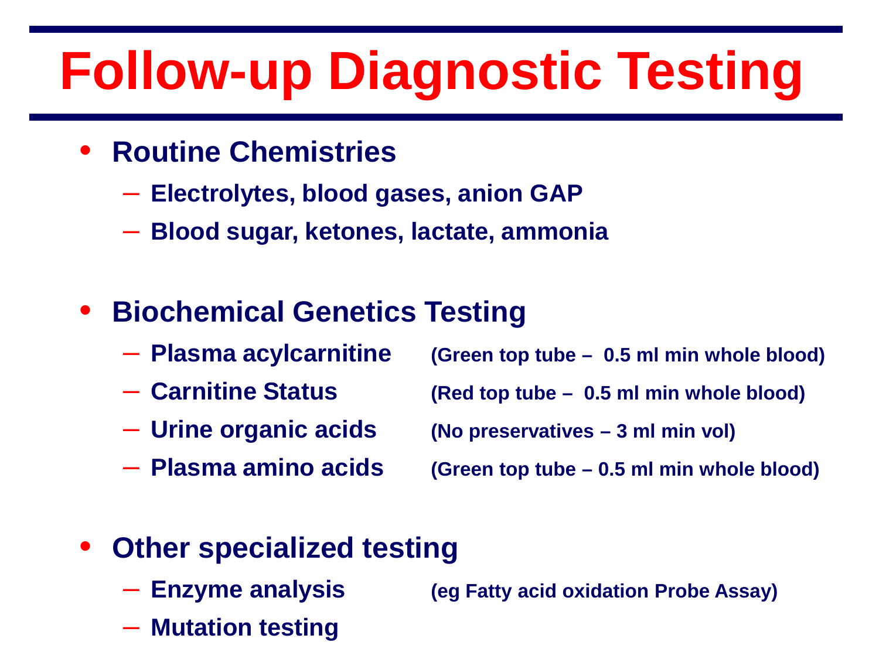# Follow-up Diagnostic Testing

- **Routine Chemistries**
  - **Electrolytes, blood gases, anion GAP**
  - **Blood sugar, ketones, lactate, ammonia**

- **Biochemical Genetics Testing**
  - **Plasma acylcarnitine** (Green top tube – 0.5 ml min whole blood)
  - **Carnitine Status** (Red top tube – 0.5 ml min whole blood)
  - **Urine organic acids** (No preservatives – 3 ml min vol)
  - **Plasma amino acids** (Green top tube – 0.5 ml min whole blood)

- **Other specialized testing**
  - **Enzyme analysis** (eg Fatty acid oxidation Probe Assay)
  - **Mutation testing**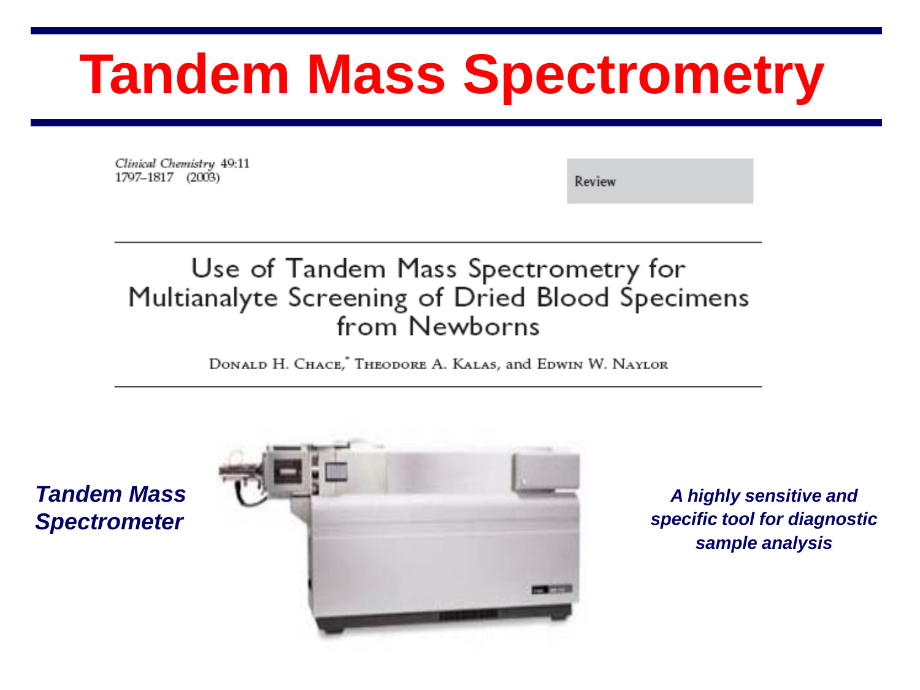# Tandem Mass Spectrometry

*Clinical Chemistry* 49:11
1797–1817 (2003)

Review

## Use of Tandem Mass Spectrometry for Multianalyte Screening of Dried Blood Specimens from Newborns

Donald H. Chace,* Theodore A. Kalas, and Edwin W. Naylor

***Tandem Mass Spectrometer***

***A highly sensitive and specific tool for diagnostic sample analysis***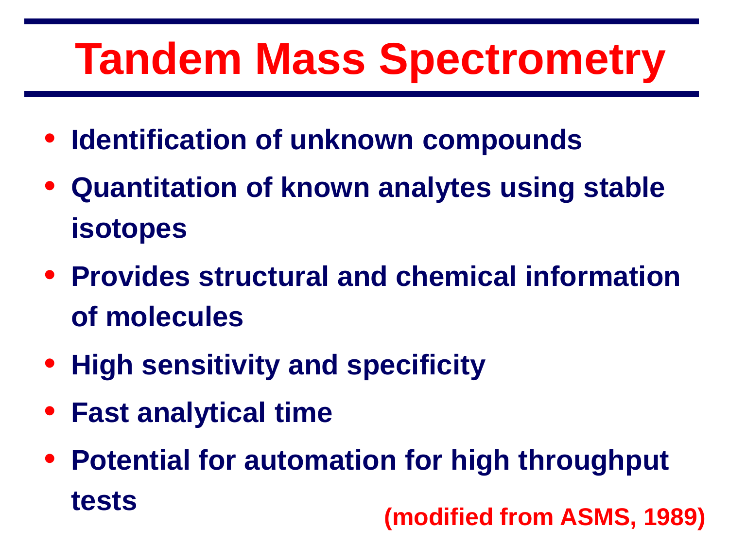# Tandem Mass Spectrometry

- **Identification of unknown compounds**
- **Quantitation of known analytes using stable isotopes**
- **Provides structural and chemical information of molecules**
- **High sensitivity and specificity**
- **Fast analytical time**
- **Potential for automation for high throughput tests**

**(modified from ASMS, 1989)**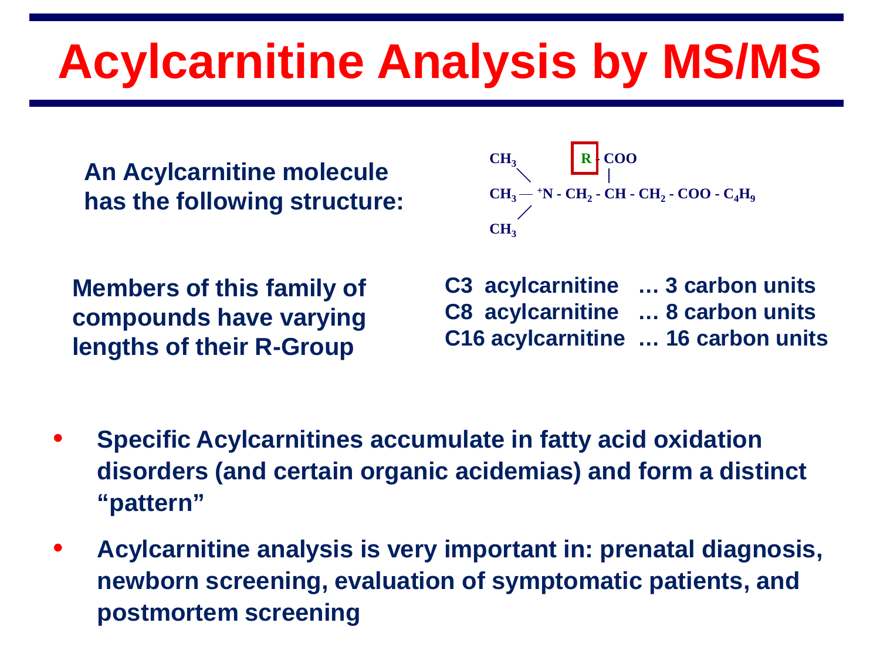# Acylcarnitine Analysis by MS/MS

**An Acylcarnitine molecule has the following structure:**

$$
\begin{array}{l}
CH_3 \qquad\quad R - COO \\
\quad\searrow \qquad\qquad\quad | \\
CH_3 - {}^{+}N - CH_2 - CH - CH_2 - COO - C_4H_9 \\
\quad\nearrow \\
CH_3
\end{array}
$$

**Members of this family of compounds have varying lengths of their R-Group**

**C3 acylcarnitine … 3 carbon units**
**C8 acylcarnitine … 8 carbon units**
**C16 acylcarnitine … 16 carbon units**

- **Specific Acylcarnitines accumulate in fatty acid oxidation disorders (and certain organic acidemias) and form a distinct "pattern"**
- **Acylcarnitine analysis is very important in: prenatal diagnosis, newborn screening, evaluation of symptomatic patients, and postmortem screening**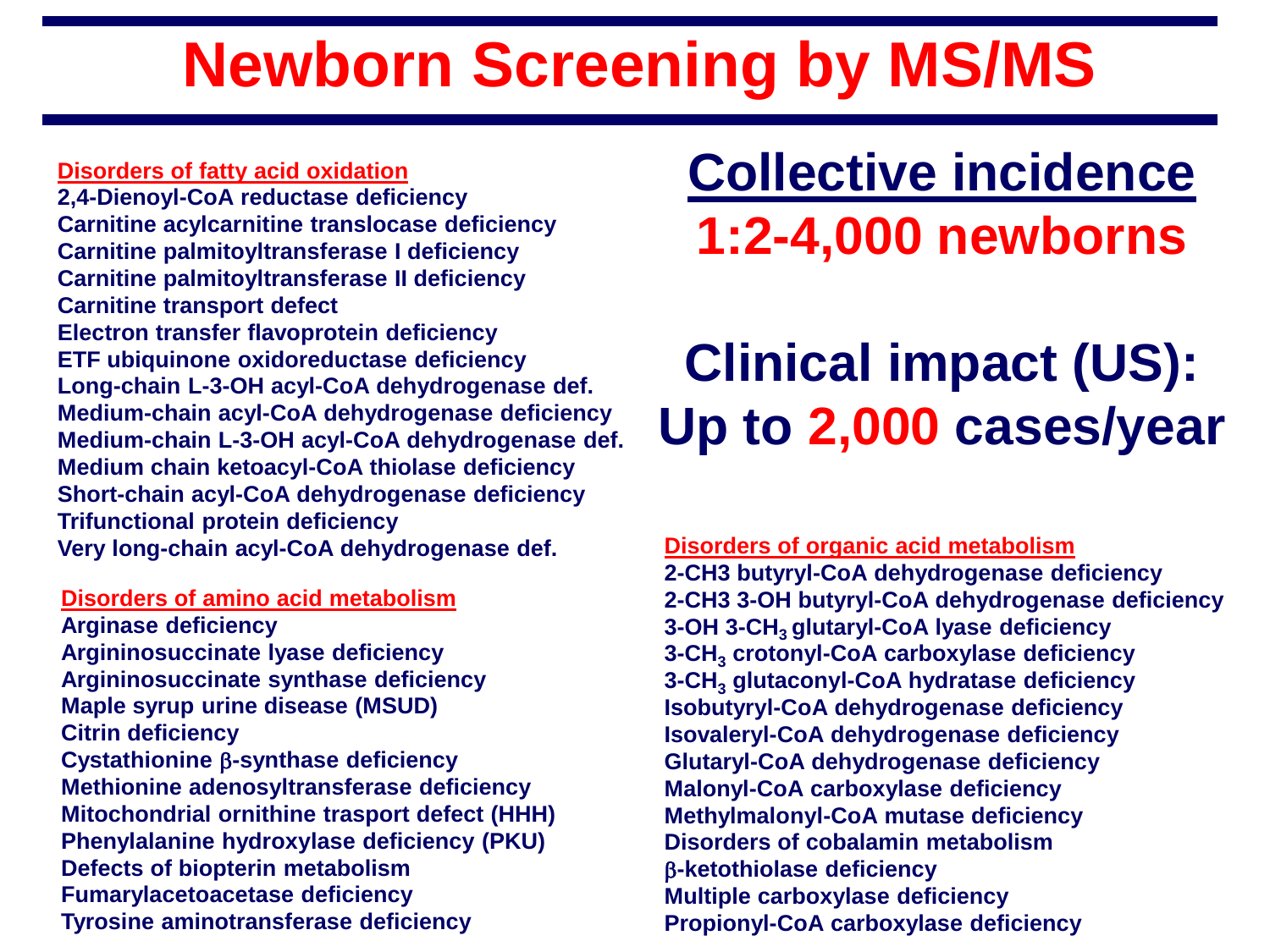# Newborn Screening by MS/MS

## Collective incidence

**1:2-4,000 newborns**

## Clinical impact (US): Up to 2,000 cases/year

**Disorders of fatty acid oxidation**

- 2,4-Dienoyl-CoA reductase deficiency
- Carnitine acylcarnitine translocase deficiency
- Carnitine palmitoyltransferase I deficiency
- Carnitine palmitoyltransferase II deficiency
- Carnitine transport defect
- Electron transfer flavoprotein deficiency
- ETF ubiquinone oxidoreductase deficiency
- Long-chain L-3-OH acyl-CoA dehydrogenase def.
- Medium-chain acyl-CoA dehydrogenase deficiency
- Medium-chain L-3-OH acyl-CoA dehydrogenase def.
- Medium chain ketoacyl-CoA thiolase deficiency
- Short-chain acyl-CoA dehydrogenase deficiency
- Trifunctional protein deficiency
- Very long-chain acyl-CoA dehydrogenase def.

**Disorders of amino acid metabolism**

- Arginase deficiency
- Argininosuccinate lyase deficiency
- Argininosuccinate synthase deficiency
- Maple syrup urine disease (MSUD)
- Citrin deficiency
- Cystathionine β-synthase deficiency
- Methionine adenosyltransferase deficiency
- Mitochondrial ornithine trasport defect (HHH)
- Phenylalanine hydroxylase deficiency (PKU)
- Defects of biopterin metabolism
- Fumarylacetoacetase deficiency
- Tyrosine aminotransferase deficiency

**Disorders of organic acid metabolism**

- 2-CH3 butyryl-CoA dehydrogenase deficiency
- 2-CH3 3-OH butyryl-CoA dehydrogenase deficiency
- 3-OH 3-$CH_3$ glutaryl-CoA lyase deficiency
- 3-$CH_3$ crotonyl-CoA carboxylase deficiency
- 3-$CH_3$ glutaconyl-CoA hydratase deficiency
- Isobutyryl-CoA dehydrogenase deficiency
- Isovaleryl-CoA dehydrogenase deficiency
- Glutaryl-CoA dehydrogenase deficiency
- Malonyl-CoA carboxylase deficiency
- Methylmalonyl-CoA mutase deficiency
- Disorders of cobalamin metabolism
- β-ketothiolase deficiency
- Multiple carboxylase deficiency
- Propionyl-CoA carboxylase deficiency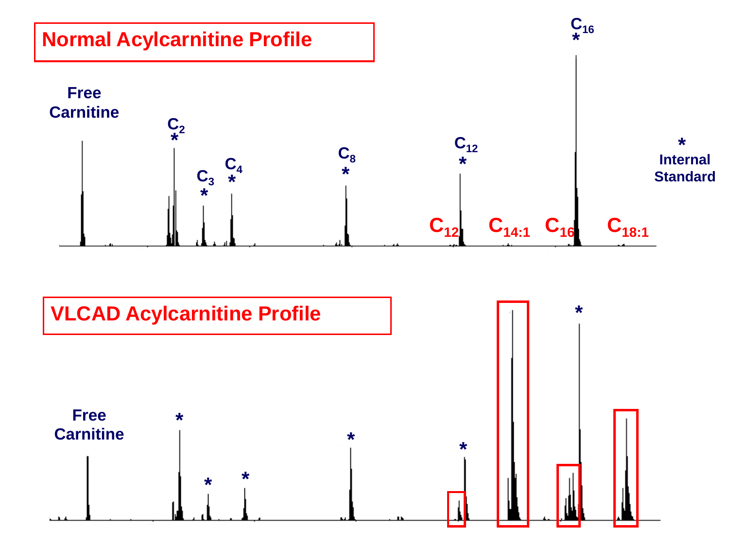## Normal Acylcarnitine Profile

Free Carnitine

$C_2$ *

$C_3$ *

$C_4$ *

$C_8$ *

$C_{12}$ *

$C_{16}$ *

$C_{12}$ $C_{14:1}$ $C_{16}$ $C_{18:1}$

* Internal Standard

## VLCAD Acylcarnitine Profile

Free Carnitine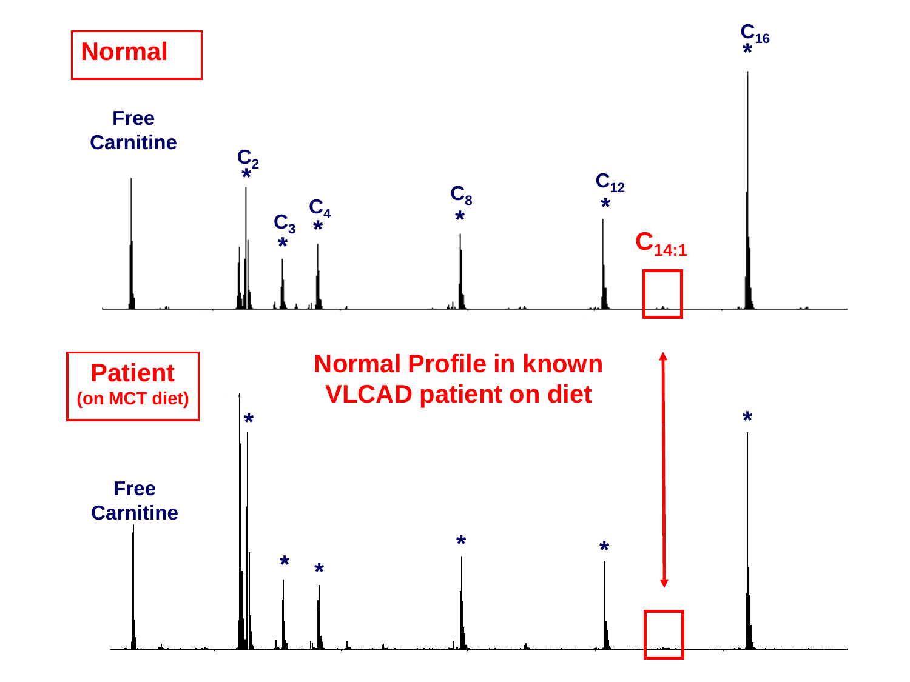**Normal**

Free Carnitine

$C_2$ *

$C_3$ *

$C_4$ *

$C_8$ *

$C_{12}$ *

$C_{14:1}$

$C_{16}$ *

**Patient** (on MCT diet)

Free Carnitine

**Normal Profile in known VLCAD patient on diet**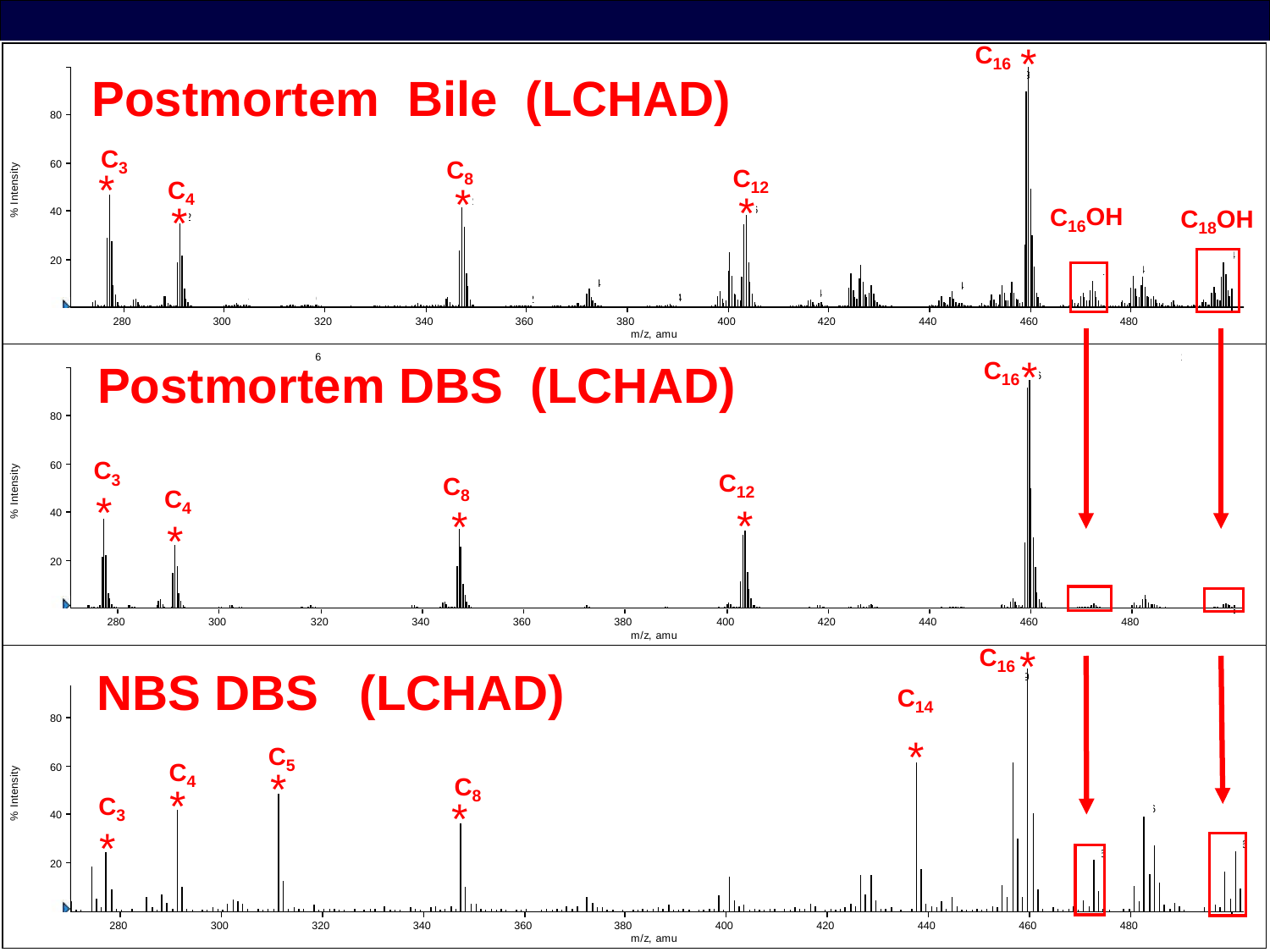# Postmortem Bile (LCHAD)

$C_3$, $C_4$, $C_8$, $C_{12}$, $C_{16}$, $C_{16}OH$, $C_{18}OH$

% Intensity

m/z, amu

# Postmortem DBS (LCHAD)

$C_3$, $C_4$, $C_8$, $C_{12}$, $C_{16}$

% Intensity

m/z, amu

# NBS DBS (LCHAD)

$C_3$, $C_4$, $C_5$, $C_8$, $C_{14}$, $C_{16}$

% Intensity

m/z, amu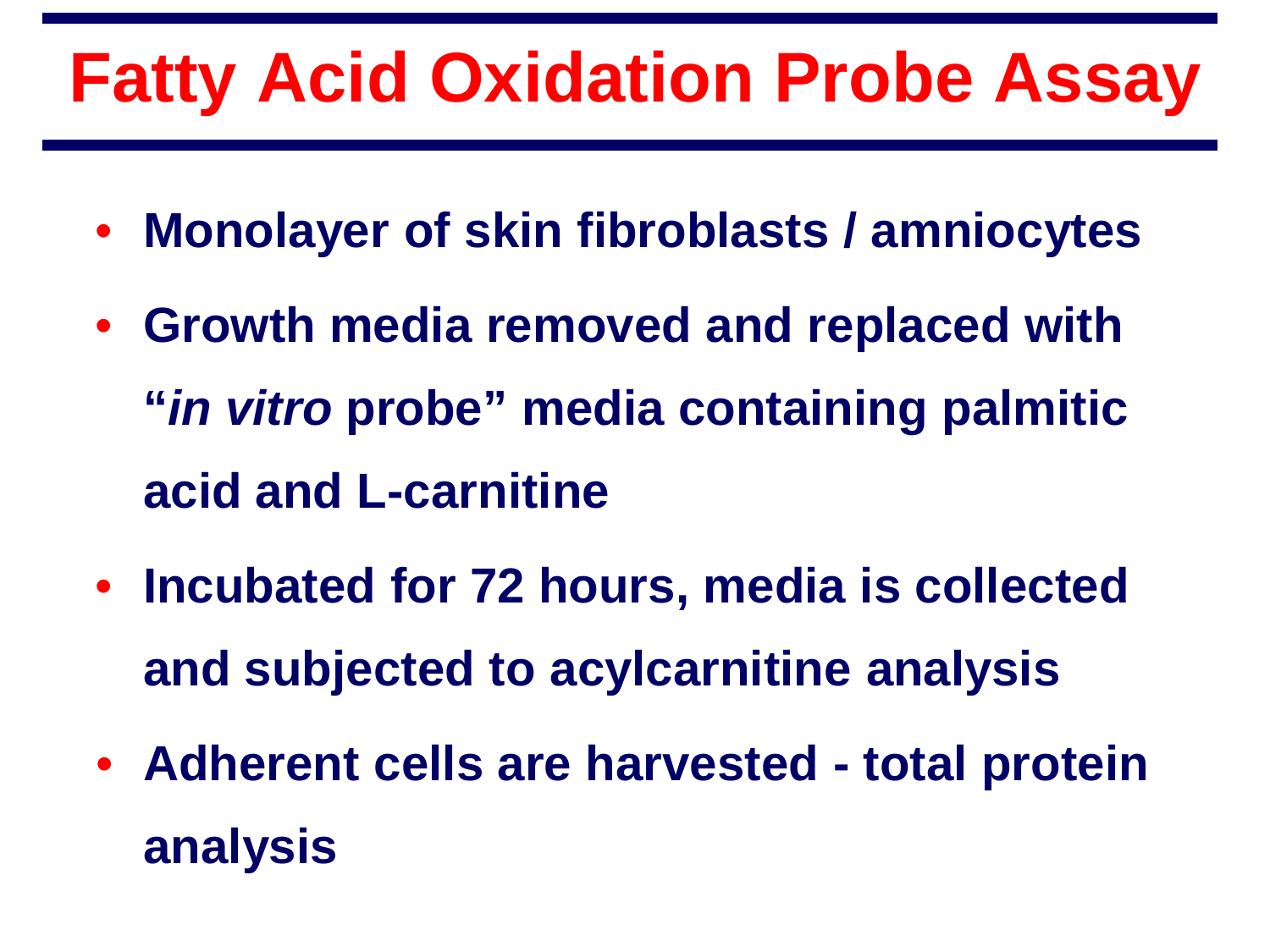# Fatty Acid Oxidation Probe Assay

- **Monolayer of skin fibroblasts / amniocytes**
- **Growth media removed and replaced with "*in vitro* probe" media containing palmitic acid and L-carnitine**
- **Incubated for 72 hours, media is collected and subjected to acylcarnitine analysis**
- **Adherent cells are harvested - total protein analysis**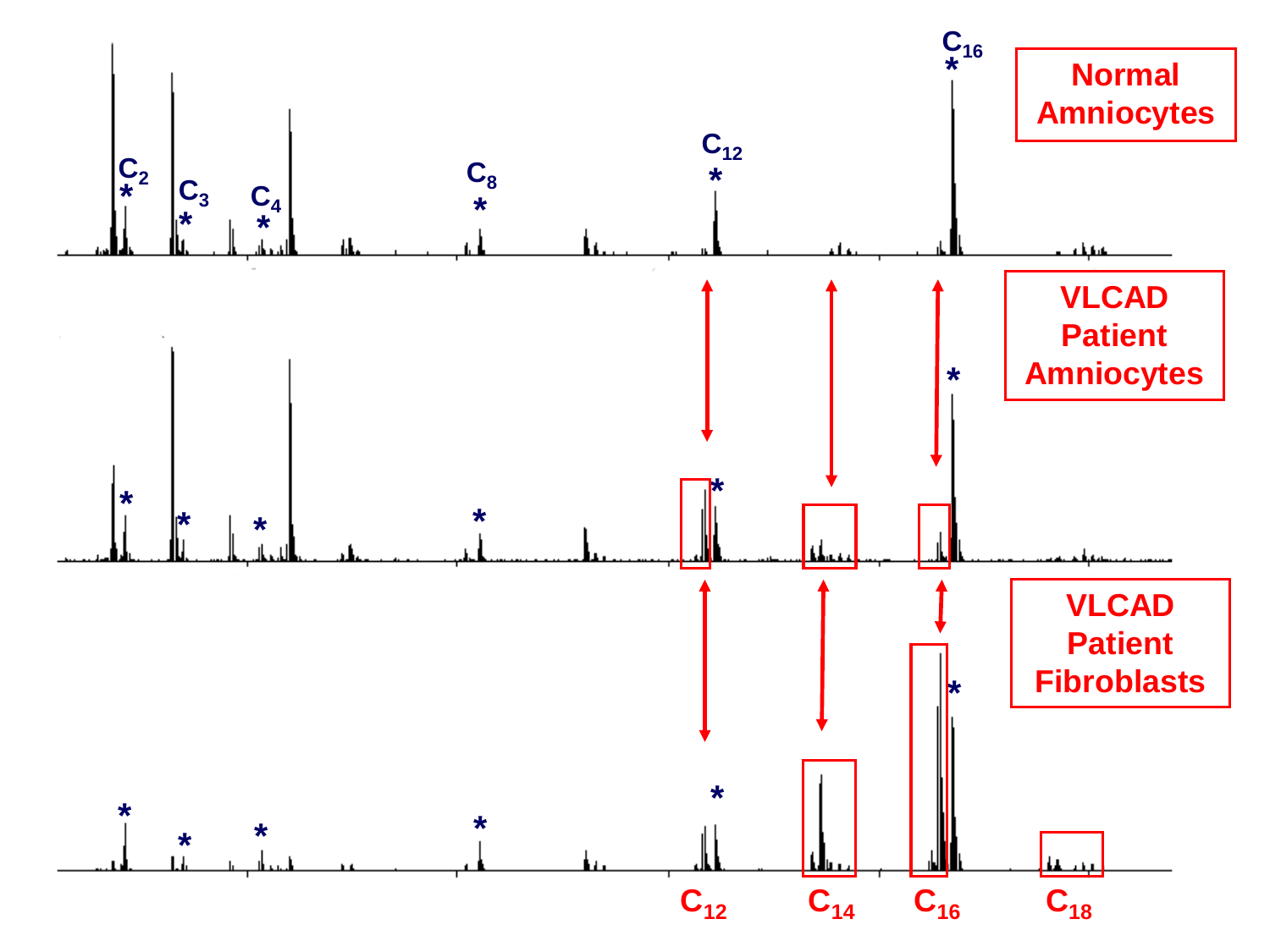Normal Amniocytes

VLCAD Patient Amniocytes

VLCAD Patient Fibroblasts

$C_2$ $C_3$ $C_4$ $C_8$ $C_{12}$ $C_{16}$

$C_{12}$ $C_{14}$ $C_{16}$ $C_{18}$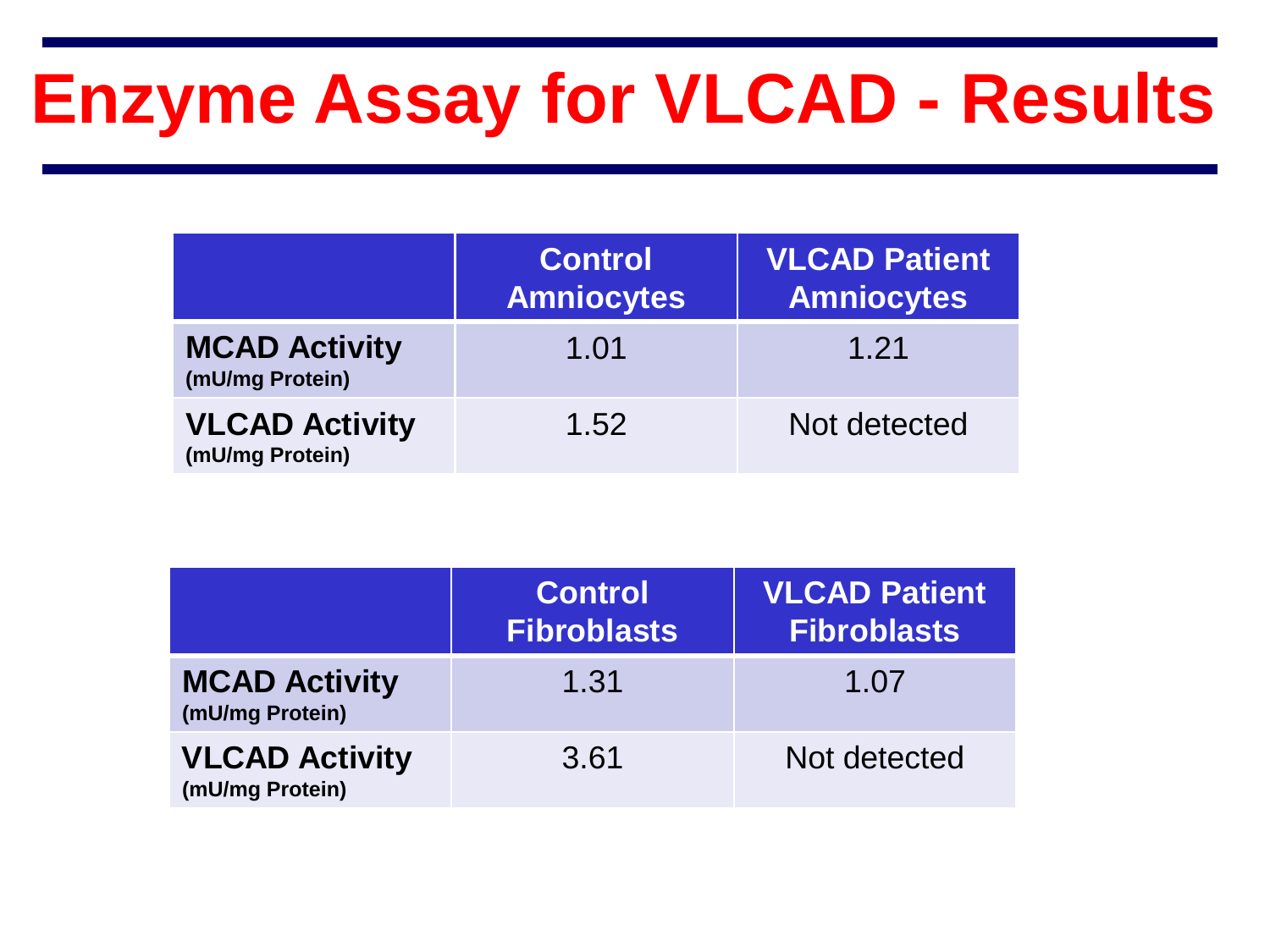# Enzyme Assay for VLCAD - Results

| | Control Amniocytes | VLCAD Patient Amniocytes |
|---|---|---|
| **MCAD Activity** (mU/mg Protein) | 1.01 | 1.21 |
| **VLCAD Activity** (mU/mg Protein) | 1.52 | Not detected |

| | Control Fibroblasts | VLCAD Patient Fibroblasts |
|---|---|---|
| **MCAD Activity** (mU/mg Protein) | 1.31 | 1.07 |
| **VLCAD Activity** (mU/mg Protein) | 3.61 | Not detected |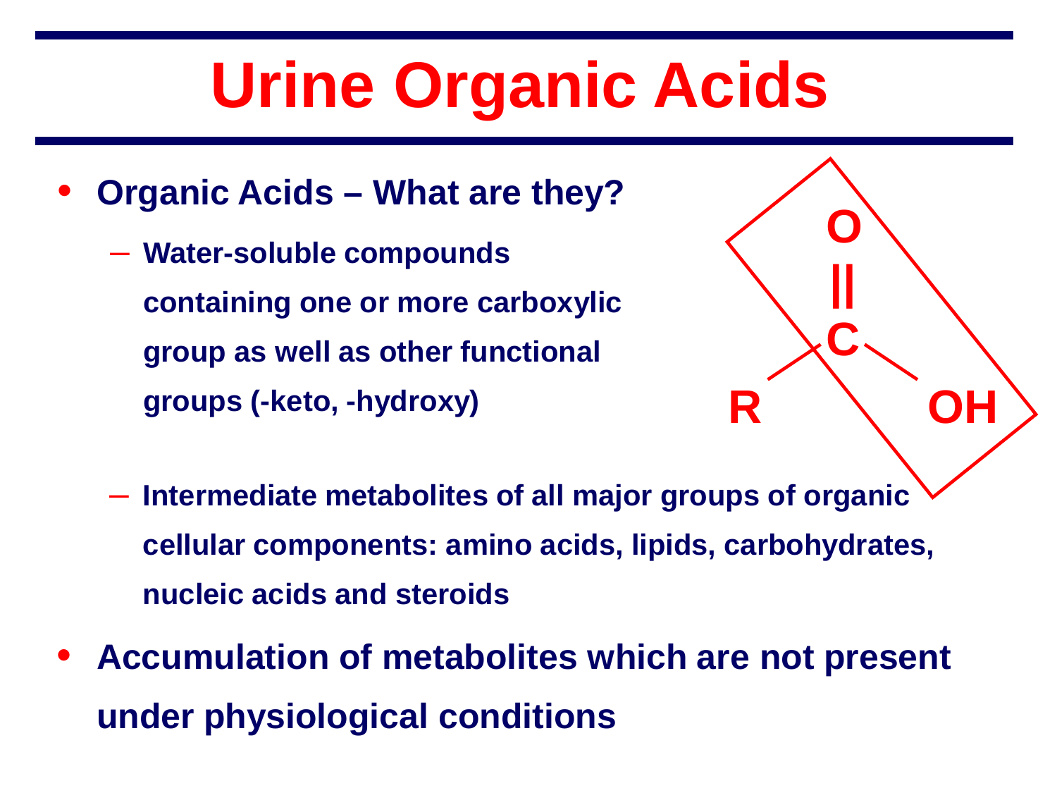# Urine Organic Acids

- **Organic Acids – What are they?**
  - **Water-soluble compounds containing one or more carboxylic group as well as other functional groups (-keto, -hydroxy)**
  - **Intermediate metabolites of all major groups of organic cellular components: amino acids, lipids, carbohydrates, nucleic acids and steroids**
- **Accumulation of metabolites which are not present under physiological conditions**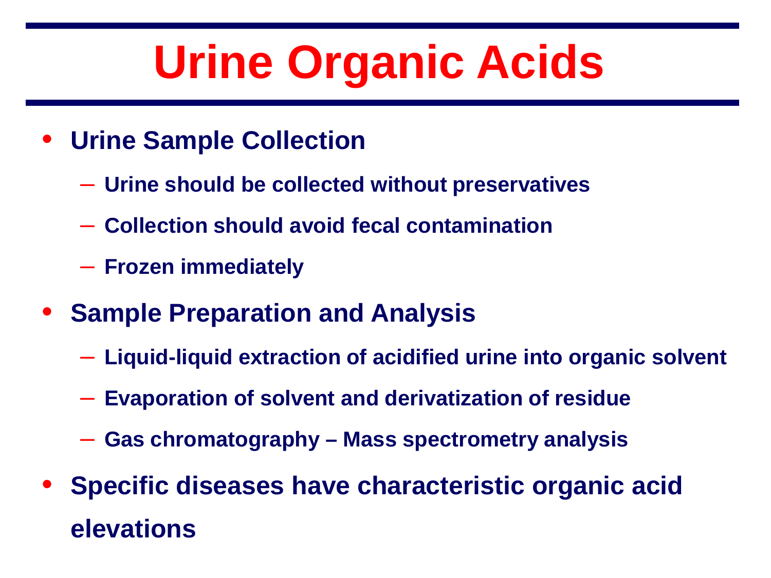# Urine Organic Acids

- **Urine Sample Collection**
  - **Urine should be collected without preservatives**
  - **Collection should avoid fecal contamination**
  - **Frozen immediately**
- **Sample Preparation and Analysis**
  - **Liquid-liquid extraction of acidified urine into organic solvent**
  - **Evaporation of solvent and derivatization of residue**
  - **Gas chromatography – Mass spectrometry analysis**
- **Specific diseases have characteristic organic acid elevations**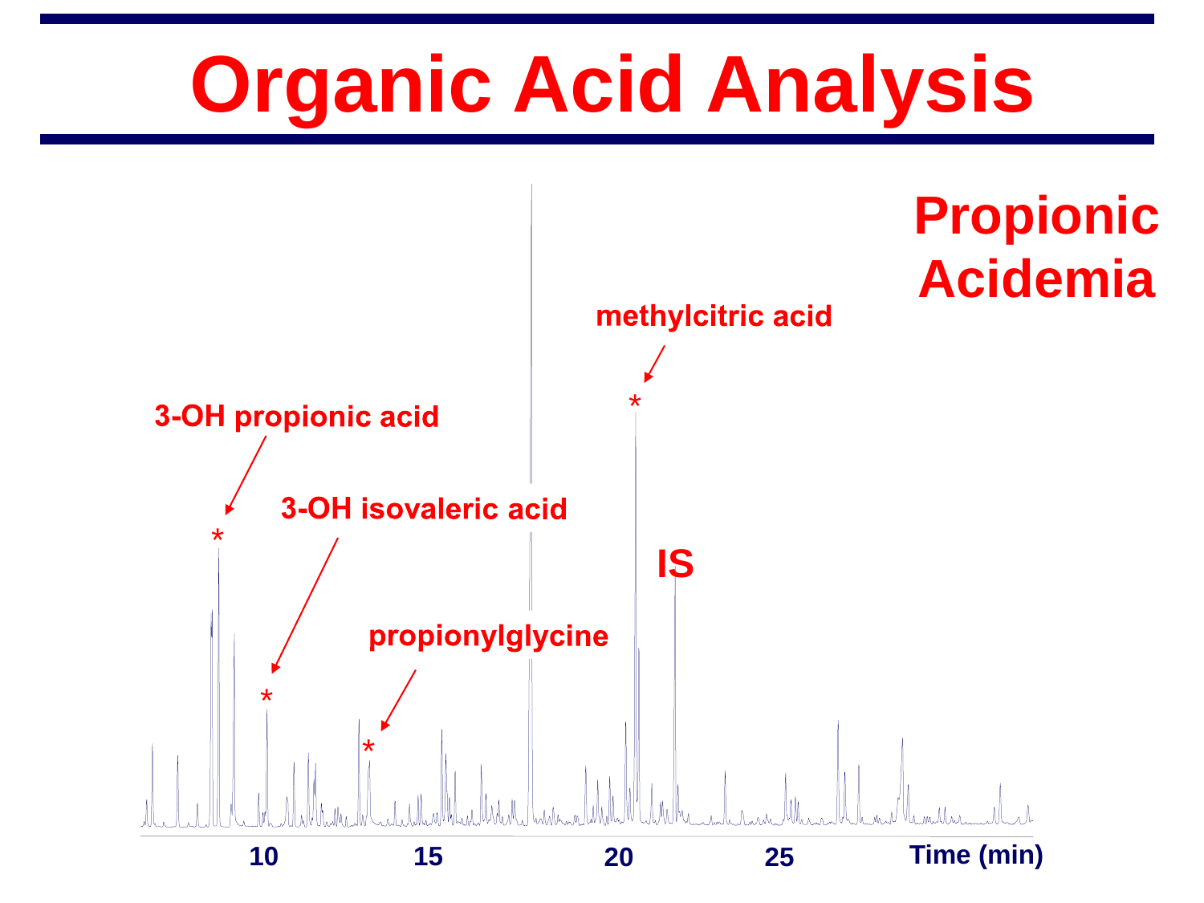# Organic Acid Analysis

## Propionic Acidemia

- 3-OH propionic acid *
- 3-OH isovaleric acid *
- propionylglycine *
- methylcitric acid *
- IS

10 15 20 25 Time (min)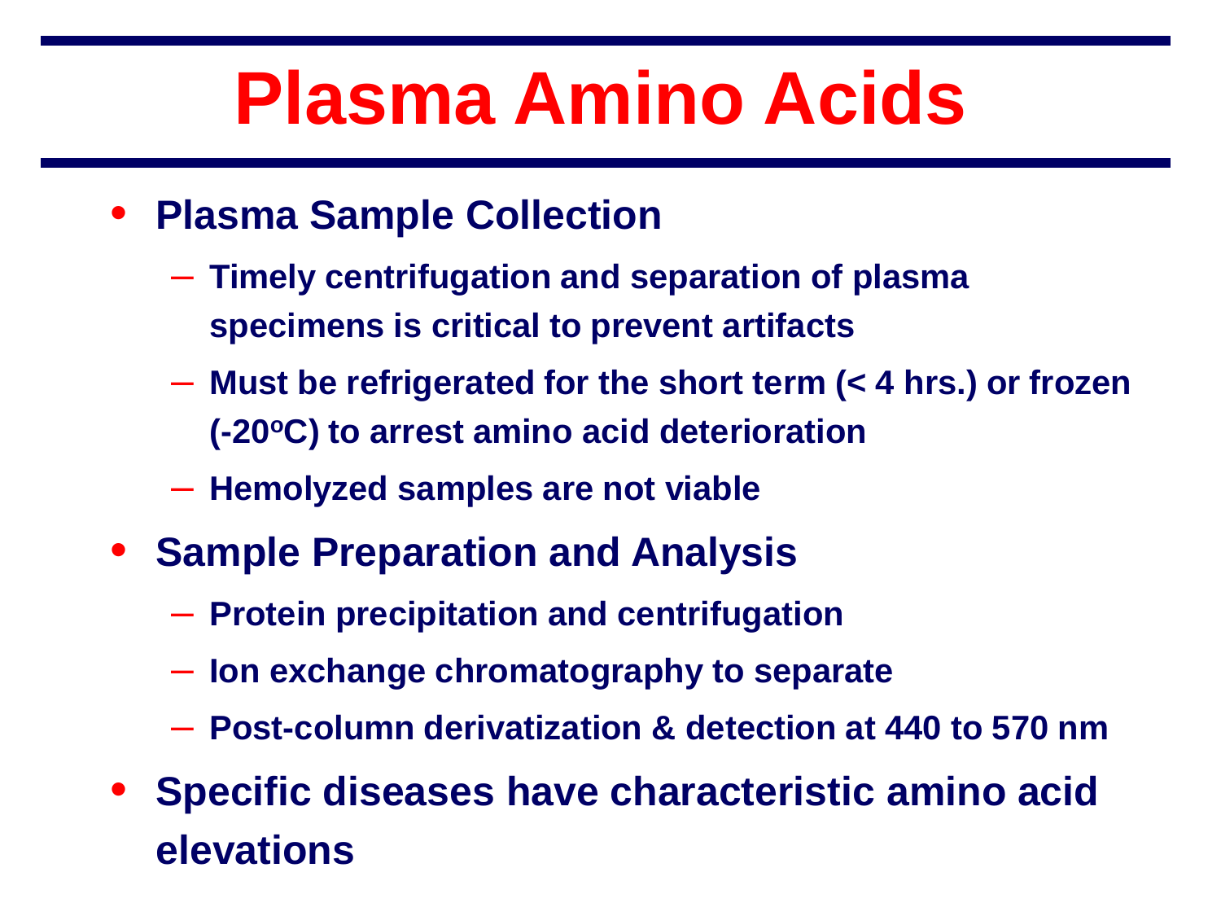# Plasma Amino Acids

- **Plasma Sample Collection**
  - **Timely centrifugation and separation of plasma specimens is critical to prevent artifacts**
  - **Must be refrigerated for the short term (< 4 hrs.) or frozen (-20ºC) to arrest amino acid deterioration**
  - **Hemolyzed samples are not viable**
- **Sample Preparation and Analysis**
  - **Protein precipitation and centrifugation**
  - **Ion exchange chromatography to separate**
  - **Post-column derivatization & detection at 440 to 570 nm**
- **Specific diseases have characteristic amino acid elevations**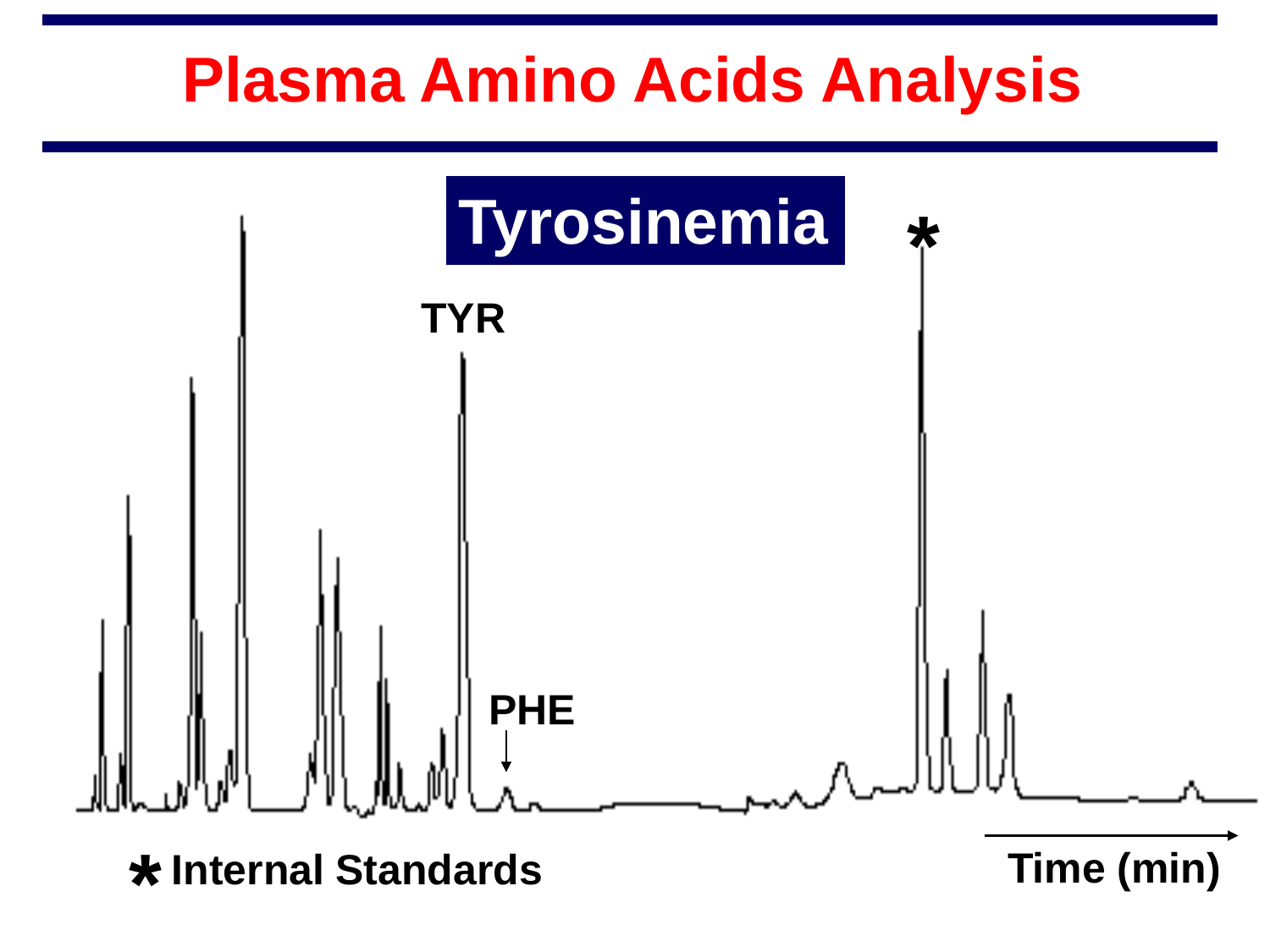# Plasma Amino Acids Analysis

Tyrosinemia

TYR

PHE

*

* Internal Standards

Time (min)